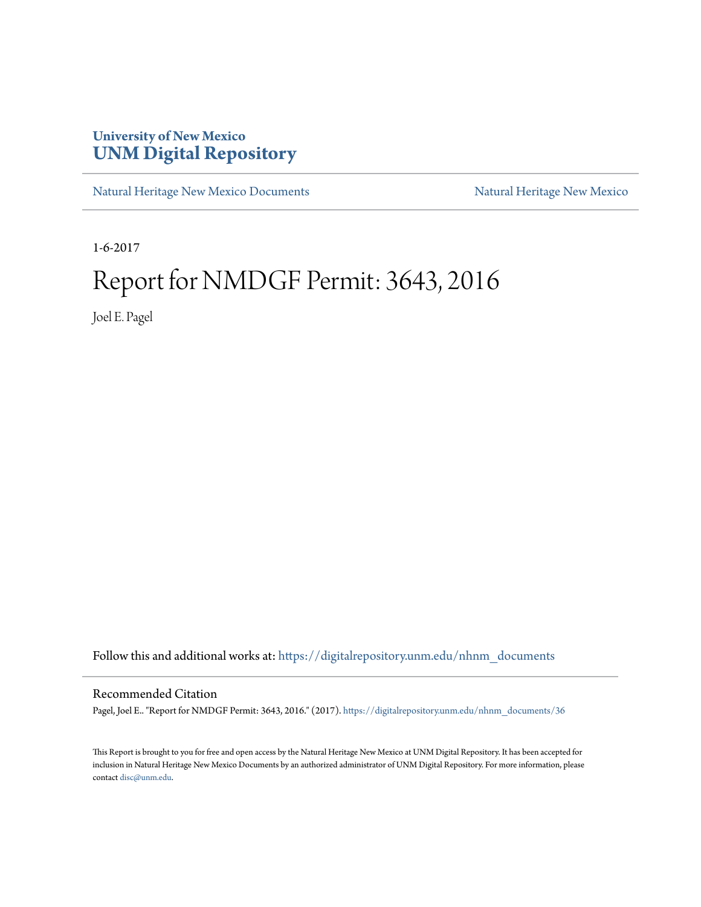University of New Mexico
**UNM Digital Repository**

Natural Heritage New Mexico Documents | Natural Heritage New Mexico

1-6-2017

# Report for NMDGF Permit: 3643, 2016

Joel E. Pagel

Follow this and additional works at: https://digitalrepository.unm.edu/nhnm_documents

## Recommended Citation

Pagel, Joel E.. "Report for NMDGF Permit: 3643, 2016." (2017). https://digitalrepository.unm.edu/nhnm_documents/36

This Report is brought to you for free and open access by the Natural Heritage New Mexico at UNM Digital Repository. It has been accepted for inclusion in Natural Heritage New Mexico Documents by an authorized administrator of UNM Digital Repository. For more information, please contact disc@unm.edu.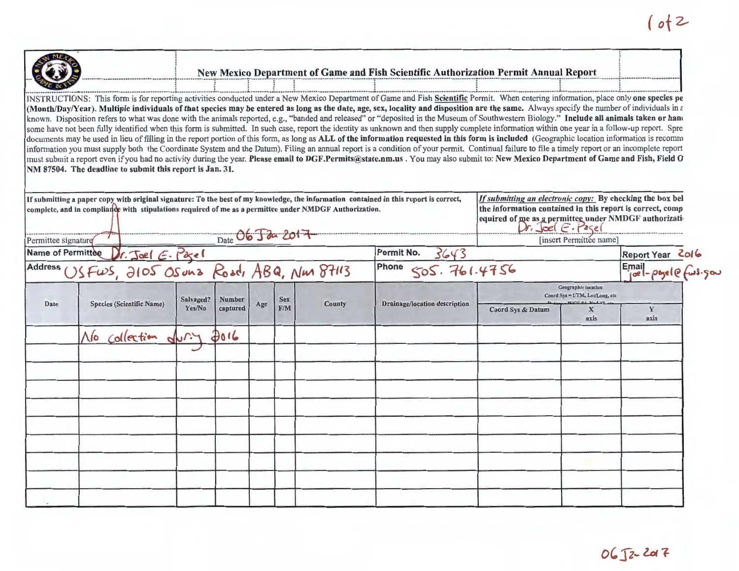1 of 2

# New Mexico Department of Game and Fish Scientific Authorization Permit Annual Report

INSTRUCTIONS: This form is for reporting activities conducted under a New Mexico Department of Game and Fish **Scientific** Permit. When entering information, place only **one species pe** **(Month/Day/Year). Multiple individuals of that species may be entered as long as the date, age, sex, locality and disposition are the same.** Always specify the number of individuals in a known. Disposition refers to what was done with the animals reported, e.g., "banded and released" or "deposited in the Museum of Southwestern Biology." **Include all animals taken or hand** some have not been fully identified when this form is submitted. In such case, report the identity as unknown and then supply complete information within one year in a follow-up report. Spre documents may be used in lieu of filling in the report portion of this form, as long as **ALL of the information requested in this form is included** (Geographic location information is recomm information you must supply both the Coordinate System and the Datum). Filing an annual report is a condition of your permit. Continual failure to file a timely report or an incomplete report must submit a report even if you had no activity during the year. **Please email to DGF.Permits@state.nm.us**. You may also submit to: **New Mexico Department of Game and Fish, Field O NM 87504. The deadline to submit this report is Jan. 31.**

**If submitting a paper copy with original signature: To the best of my knowledge, the information contained in this report is correct, complete, and in compliance with stipulations required of me as a permittee under NMDGF Authorization.**

Permittee signature [signature] Date 06 Jan 2017

***If submitting an electronic copy:*** **By checking the box bel the information contained in this report is correct, comp equired of me as a permittee under NMDGF authorizati**

Dr. Joel E. Pagel
[insert Permittee name]

**Name of Permittee** Dr. Joel E. Pagel

**Permit No.** 3643

**Report Year** 2016

**Address** USFWS, 2105 Osuna Road, ABQ, NM 87113

**Phone** 505. 761.4756

**Email** joel-pagel@fws.gov

| Date | Species (Scientific Name) | Salvaged? Yes/No | Number captured | Age | Sex F/M | County | Drainage/location description | Geographic location Coord Sys = UTM, Lat/Long, etc | | |
|---|---|---|---|---|---|---|---|---|---|---|
| | | | | | | | | Coord Sys & Datum | X axis | Y axis |
| | No collection during 2016 | | | | | | | | | |
| | | | | | | | | | | |
| | | | | | | | | | | |
| | | | | | | | | | | |
| | | | | | | | | | | |
| | | | | | | | | | | |
| | | | | | | | | | | |
| | | | | | | | | | | |
| | | | | | | | | | | |

06 Jan 2017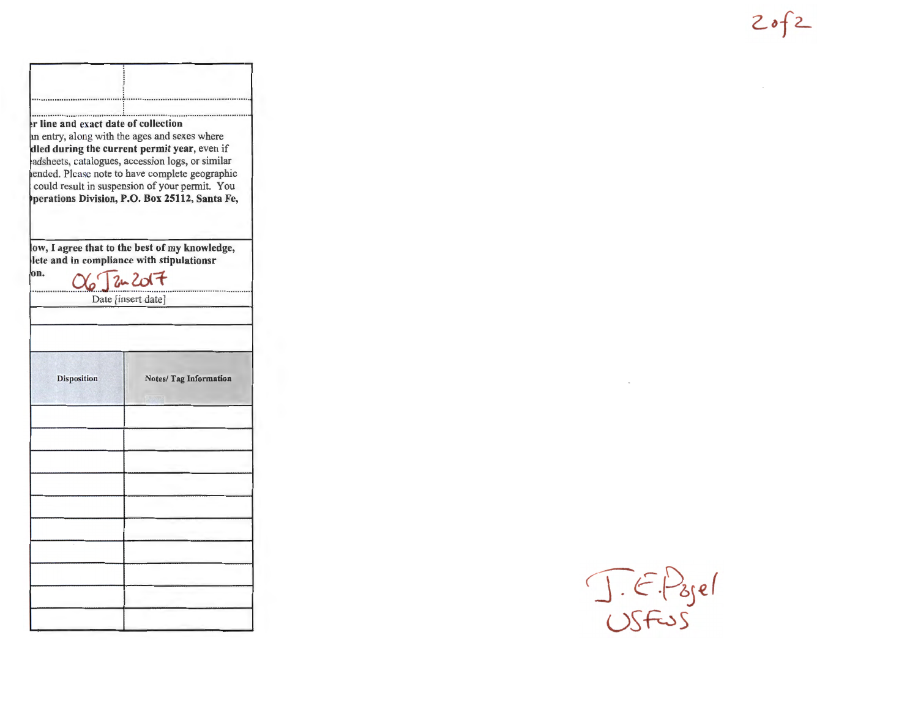| | |
|---|---|
| | |
| | |

r line and exact date of collection
n entry, along with the ages and sexes where
**dled during the current permit year**, even if
adsheets, catalogues, accession logs, or similar
ended. Please note to have complete geographic
could result in suspension of your permit. You
**perations Division, P.O. Box 25112, Santa Fe,**

**low, I agree that to the best of my knowledge,**
**lete and in compliance with stipulationsr**
**on.**

06 Jan 2017

Date [insert date]

| Disposition | Notes/ Tag Information |
|---|---|
| | |
| | |
| | |
| | |
| | |
| | |
| | |
| | |
| | |
| | |

J. E. Pagel
USFWS